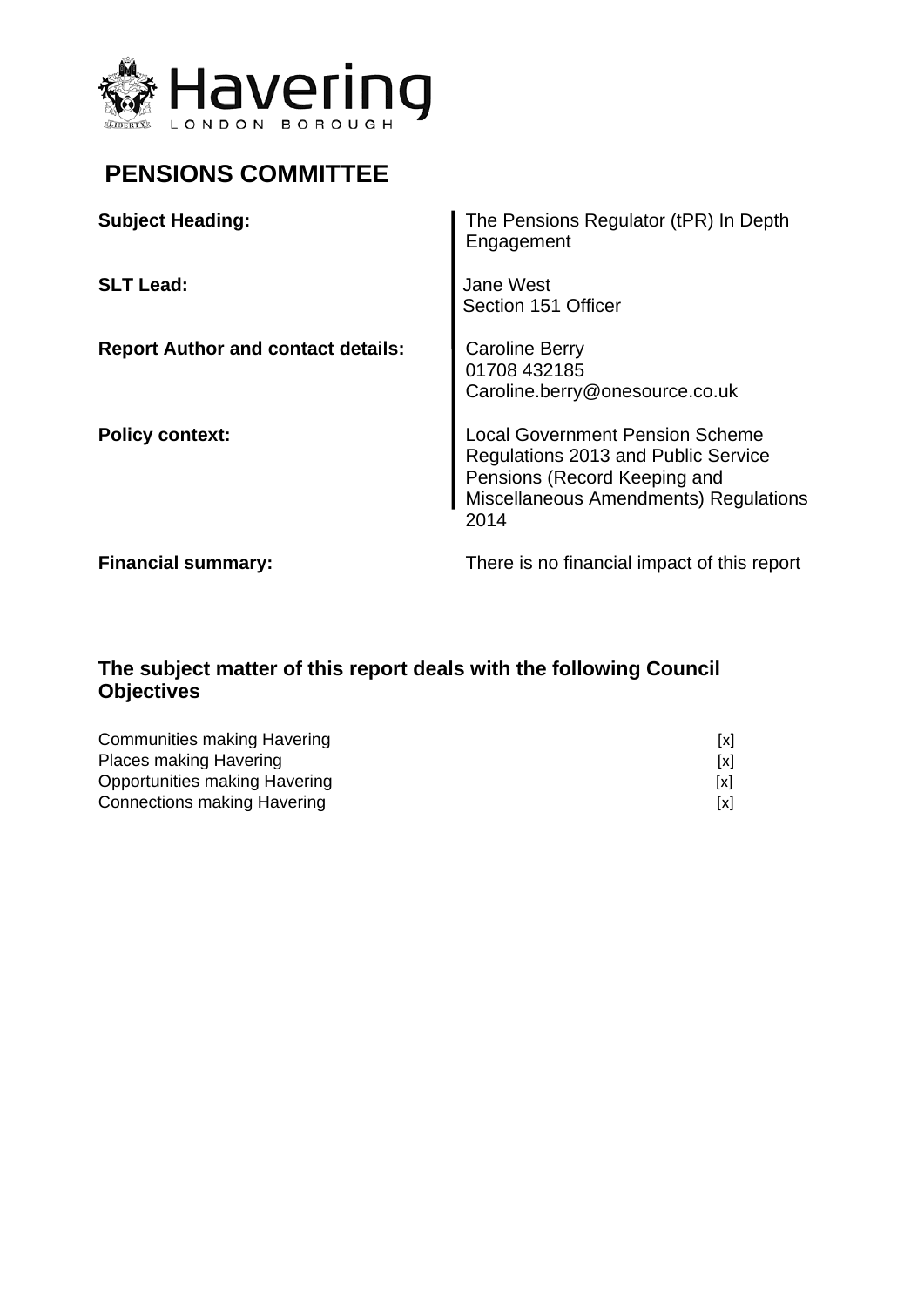Havering
LONDON BOROUGH

# PENSIONS COMMITTEE

| | |
|---|---|
| **Subject Heading:** | The Pensions Regulator (tPR) In Depth Engagement |
| **SLT Lead:** | Jane West<br>Section 151 Officer |
| **Report Author and contact details:** | Caroline Berry<br>01708 432185<br>Caroline.berry@onesource.co.uk |
| **Policy context:** | Local Government Pension Scheme Regulations 2013 and Public Service Pensions (Record Keeping and Miscellaneous Amendments) Regulations 2014 |
| **Financial summary:** | There is no financial impact of this report |

### The subject matter of this report deals with the following Council Objectives

| | |
|---|---|
| Communities making Havering | [x] |
| Places making Havering | [x] |
| Opportunities making Havering | [x] |
| Connections making Havering | [x] |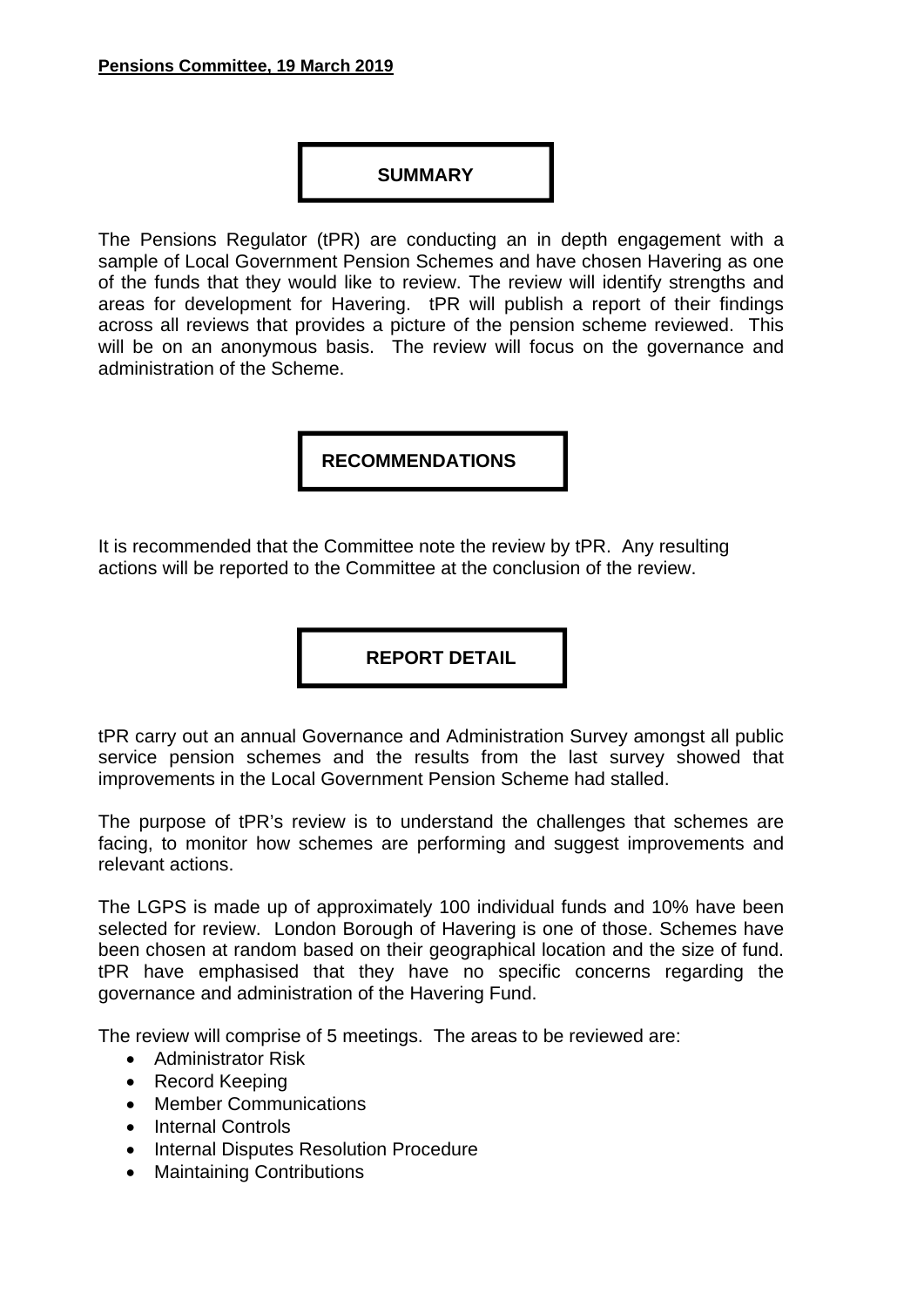**Pensions Committee, 19 March 2019**

## SUMMARY

The Pensions Regulator (tPR) are conducting an in depth engagement with a sample of Local Government Pension Schemes and have chosen Havering as one of the funds that they would like to review. The review will identify strengths and areas for development for Havering. tPR will publish a report of their findings across all reviews that provides a picture of the pension scheme reviewed. This will be on an anonymous basis. The review will focus on the governance and administration of the Scheme.

## RECOMMENDATIONS

It is recommended that the Committee note the review by tPR. Any resulting actions will be reported to the Committee at the conclusion of the review.

## REPORT DETAIL

tPR carry out an annual Governance and Administration Survey amongst all public service pension schemes and the results from the last survey showed that improvements in the Local Government Pension Scheme had stalled.

The purpose of tPR's review is to understand the challenges that schemes are facing, to monitor how schemes are performing and suggest improvements and relevant actions.

The LGPS is made up of approximately 100 individual funds and 10% have been selected for review. London Borough of Havering is one of those. Schemes have been chosen at random based on their geographical location and the size of fund. tPR have emphasised that they have no specific concerns regarding the governance and administration of the Havering Fund.

The review will comprise of 5 meetings. The areas to be reviewed are:

- Administrator Risk
- Record Keeping
- Member Communications
- Internal Controls
- Internal Disputes Resolution Procedure
- Maintaining Contributions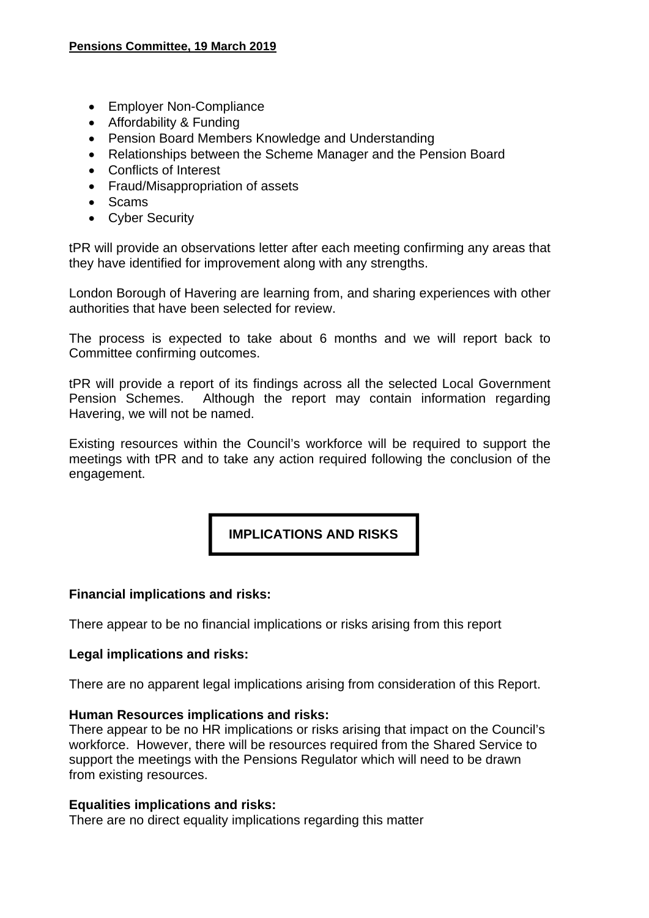- Employer Non-Compliance
- Affordability & Funding
- Pension Board Members Knowledge and Understanding
- Relationships between the Scheme Manager and the Pension Board
- Conflicts of Interest
- Fraud/Misappropriation of assets
- Scams
- Cyber Security

tPR will provide an observations letter after each meeting confirming any areas that they have identified for improvement along with any strengths.

London Borough of Havering are learning from, and sharing experiences with other authorities that have been selected for review.

The process is expected to take about 6 months and we will report back to Committee confirming outcomes.

tPR will provide a report of its findings across all the selected Local Government Pension Schemes. Although the report may contain information regarding Havering, we will not be named.

Existing resources within the Council's workforce will be required to support the meetings with tPR and to take any action required following the conclusion of the engagement.

## IMPLICATIONS AND RISKS

**Financial implications and risks:**

There appear to be no financial implications or risks arising from this report

**Legal implications and risks:**

There are no apparent legal implications arising from consideration of this Report.

**Human Resources implications and risks:**

There appear to be no HR implications or risks arising that impact on the Council's workforce. However, there will be resources required from the Shared Service to support the meetings with the Pensions Regulator which will need to be drawn from existing resources.

**Equalities implications and risks:**

There are no direct equality implications regarding this matter